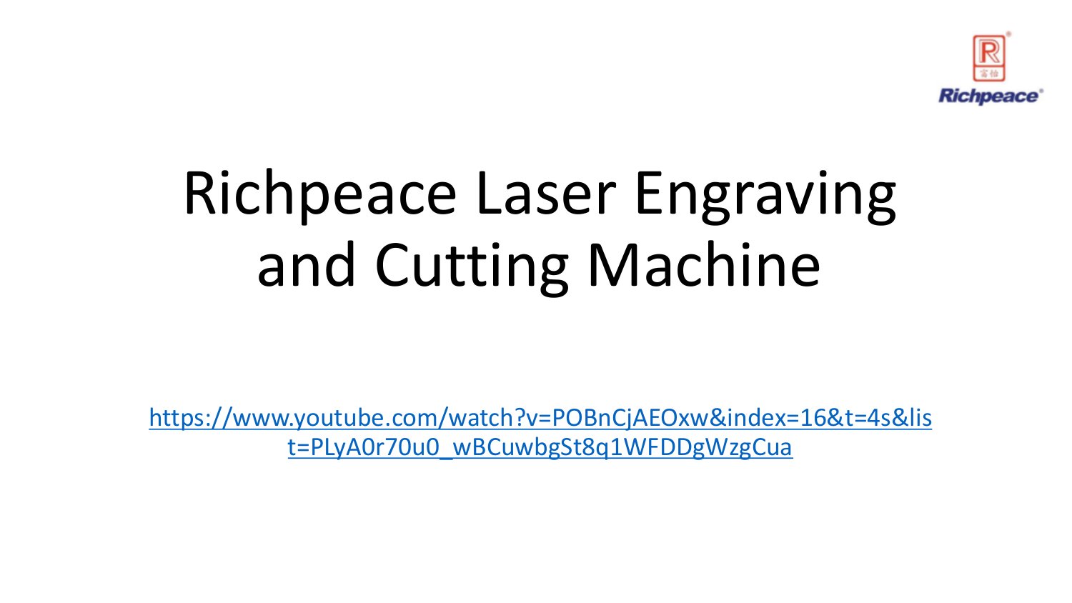# Richpeace Laser Engraving and Cutting Machine

https://www.youtube.com/watch?v=POBnCjAEOxw&index=16&t=4s&list=PLyA0r70u0_wBCuwbgSt8q1WFDDgWzgCua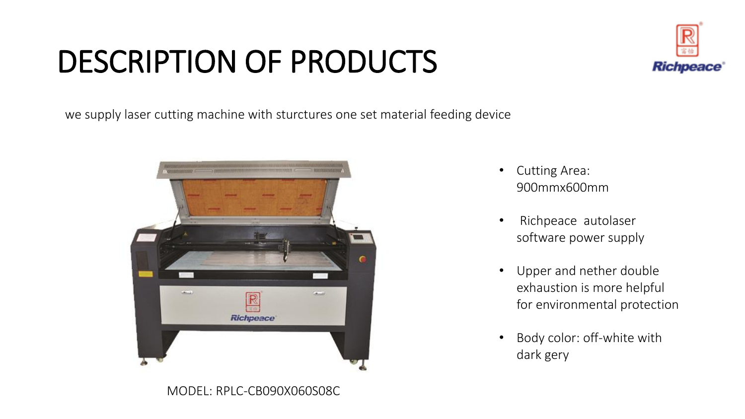# DESCRIPTION OF PRODUCTS

we supply laser cutting machine with sturctures one set material feeding device

MODEL: RPLC-CB090X060S08C

- Cutting Area: 900mmx600mm
- Richpeace autolaser software power supply
- Upper and nether double exhaustion is more helpful for environmental protection
- Body color: off-white with dark gery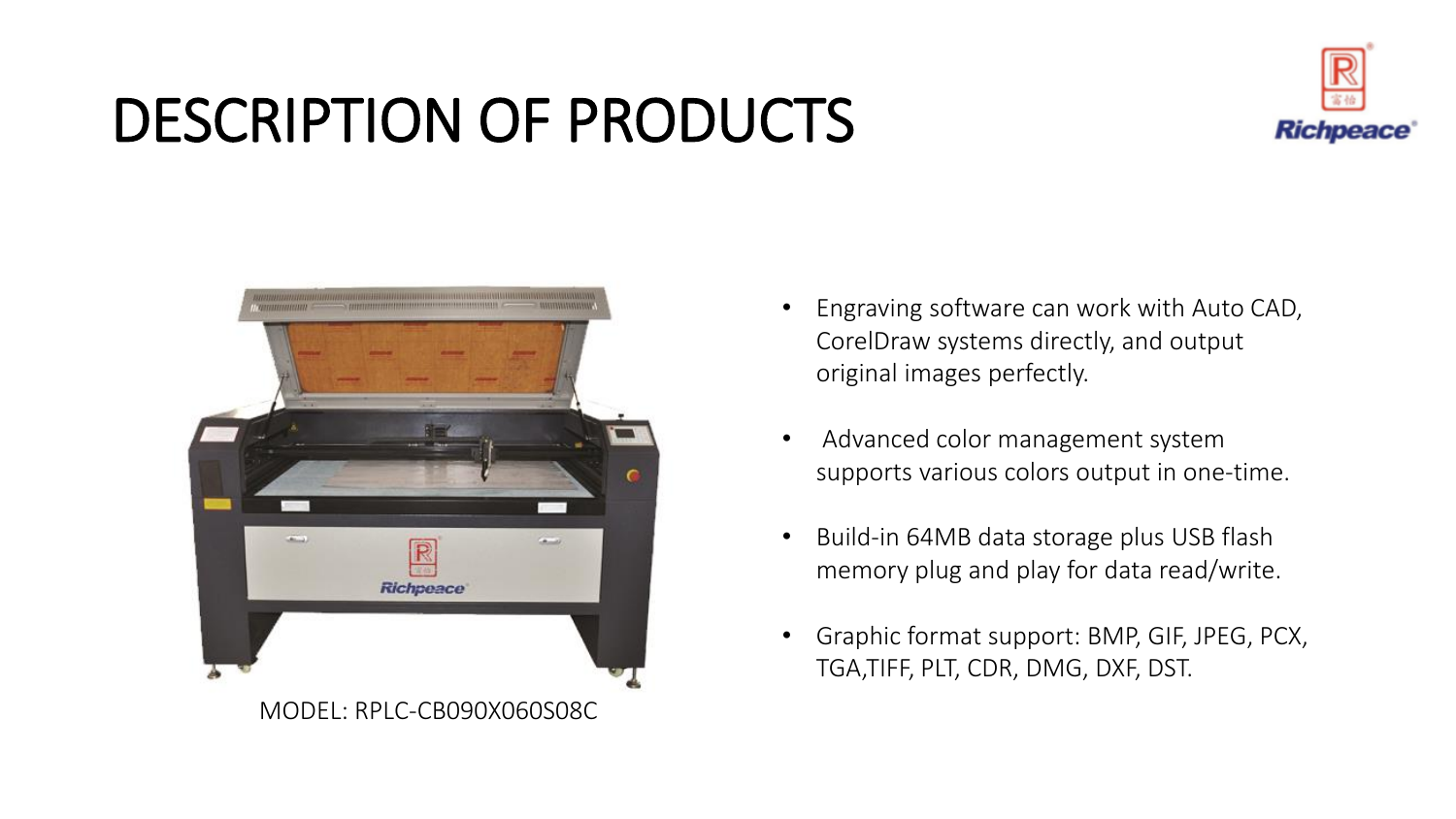# DESCRIPTION OF PRODUCTS

MODEL: RPLC-CB090X060S08C

- Engraving software can work with Auto CAD, CorelDraw systems directly, and output original images perfectly.
- Advanced color management system supports various colors output in one-time.
- Build-in 64MB data storage plus USB flash memory plug and play for data read/write.
- Graphic format support: BMP, GIF, JPEG, PCX, TGA,TIFF, PLT, CDR, DMG, DXF, DST.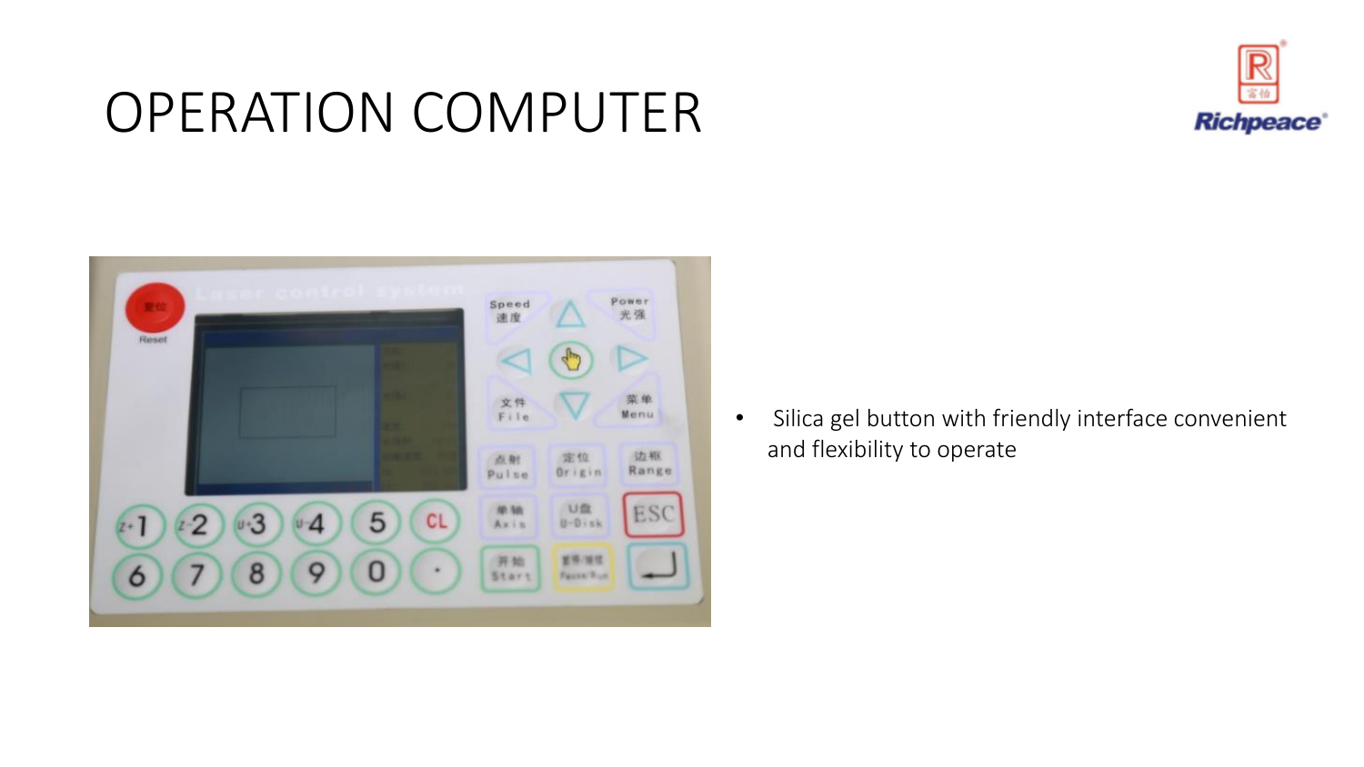# OPERATION COMPUTER

- Silica gel button with friendly interface convenient and flexibility to operate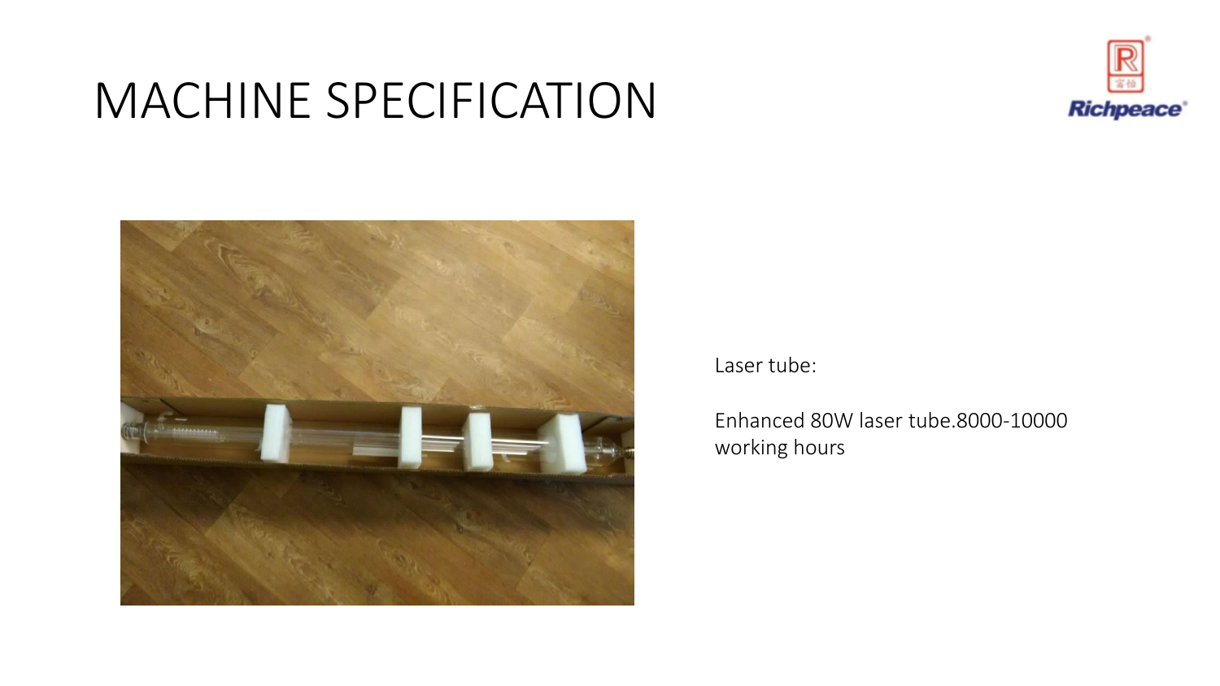# MACHINE SPECIFICATION

Laser tube:

Enhanced 80W laser tube.8000-10000 working hours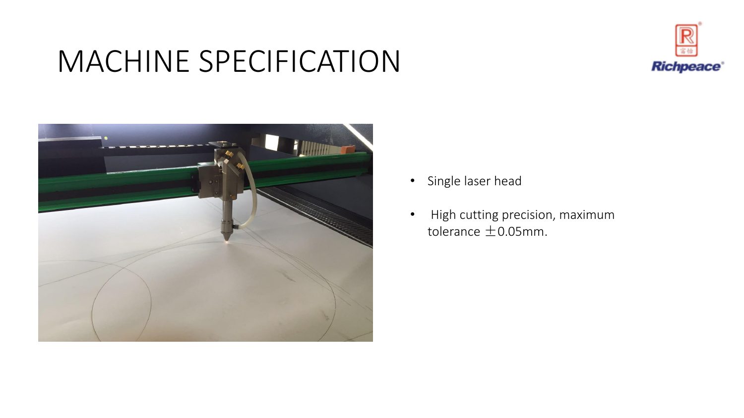# MACHINE SPECIFICATION

- Single laser head
- High cutting precision, maximum tolerance ±0.05mm.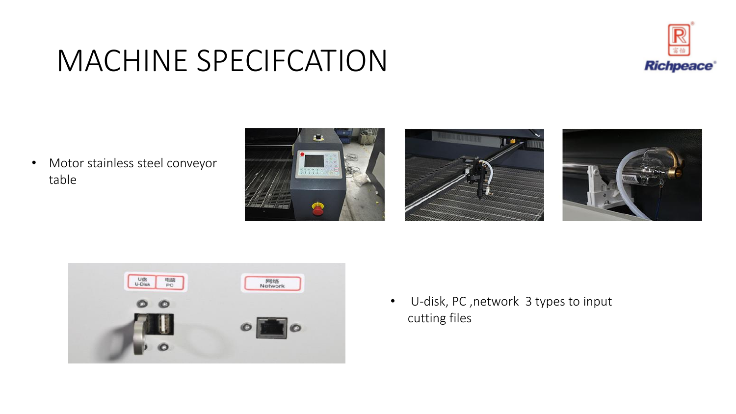# MACHINE SPECIFCATION

- Motor stainless steel conveyor table

- U-disk, PC ,network 3 types to input cutting files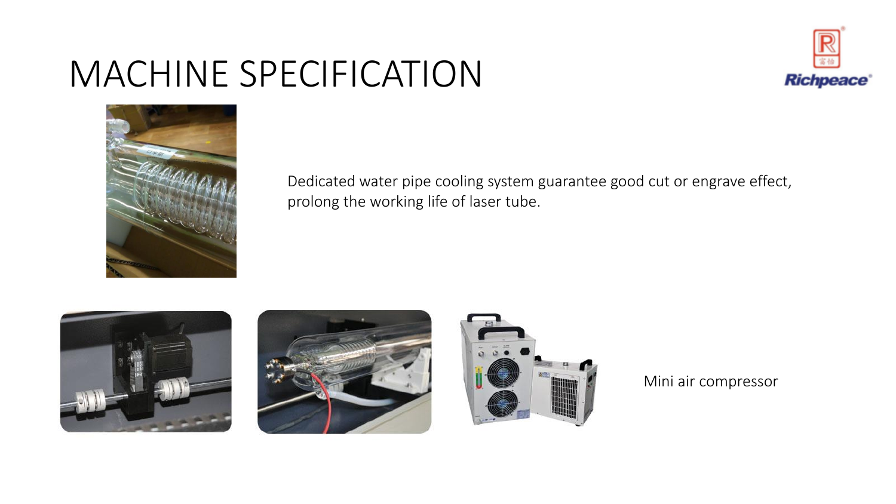# MACHINE SPECIFICATION

Dedicated water pipe cooling system guarantee good cut or engrave effect, prolong the working life of laser tube.

Mini air compressor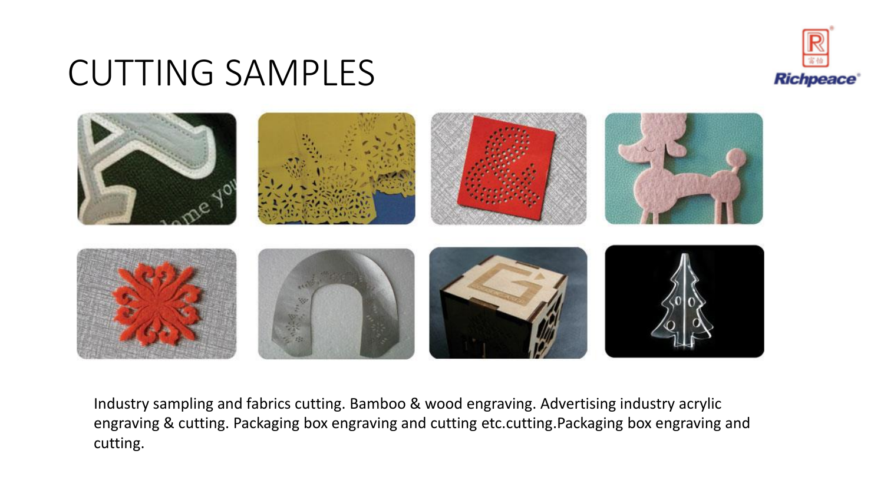# CUTTING SAMPLES

Industry sampling and fabrics cutting. Bamboo & wood engraving. Advertising industry acrylic engraving & cutting. Packaging box engraving and cutting etc.cutting.Packaging box engraving and cutting.